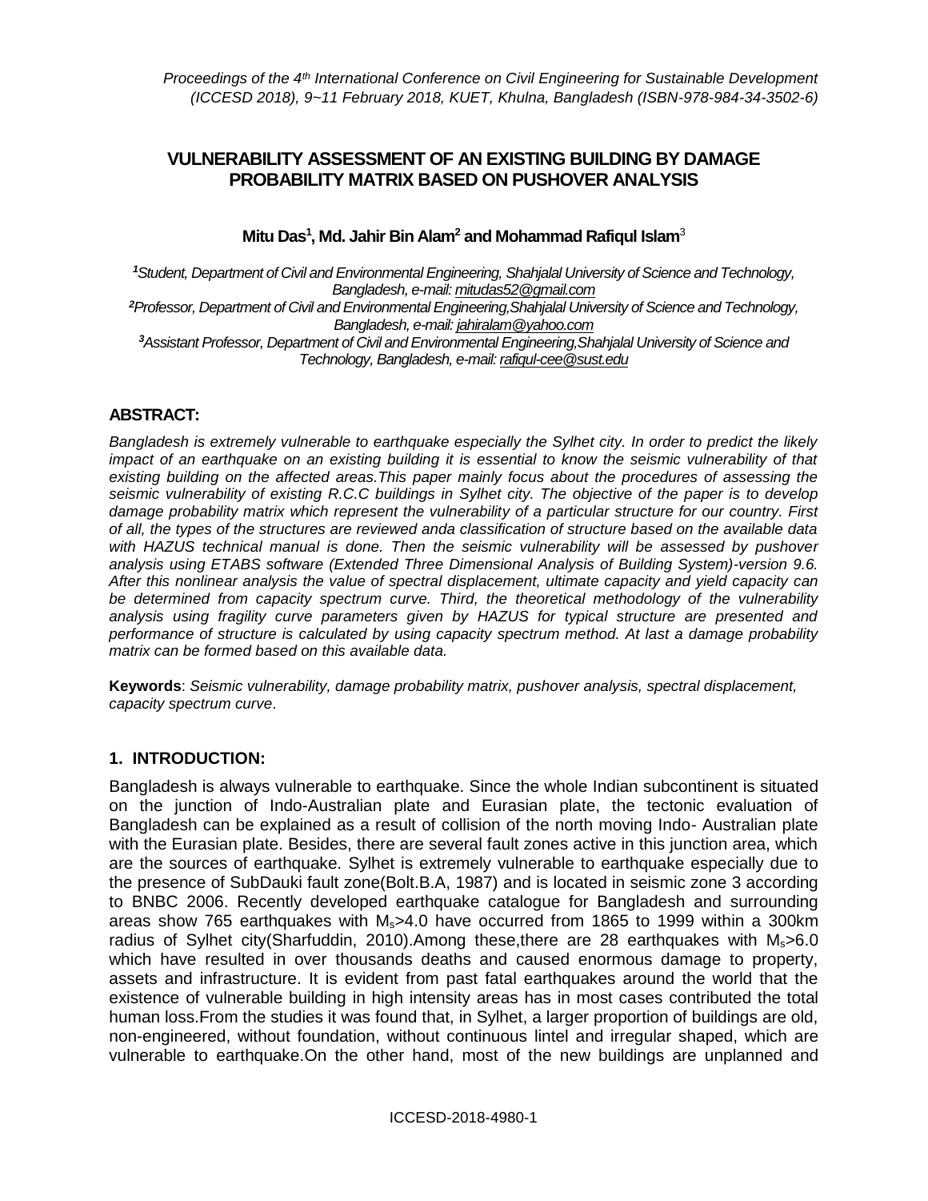# VULNERABILITY ASSESSMENT OF AN EXISTING BUILDING BY DAMAGE PROBABILITY MATRIX BASED ON PUSHOVER ANALYSIS

**Mitu Das[1], Md. Jahir Bin Alam[2] and Mohammad Rafiqul Islam[3]**

*[1]Student, Department of Civil and Environmental Engineering, Shahjalal University of Science and Technology, Bangladesh, e-mail: mitudas52@gmail.com*
*[2]Professor, Department of Civil and Environmental Engineering,Shahjalal University of Science and Technology, Bangladesh, e-mail: jahiralam@yahoo.com*
*[3]Assistant Professor, Department of Civil and Environmental Engineering,Shahjalal University of Science and Technology, Bangladesh, e-mail: rafiqul-cee@sust.edu*

## ABSTRACT:

*Bangladesh is extremely vulnerable to earthquake especially the Sylhet city. In order to predict the likely impact of an earthquake on an existing building it is essential to know the seismic vulnerability of that existing building on the affected areas.This paper mainly focus about the procedures of assessing the seismic vulnerability of existing R.C.C buildings in Sylhet city. The objective of the paper is to develop damage probability matrix which represent the vulnerability of a particular structure for our country. First of all, the types of the structures are reviewed anda classification of structure based on the available data with HAZUS technical manual is done. Then the seismic vulnerability will be assessed by pushover analysis using ETABS software (Extended Three Dimensional Analysis of Building System)-version 9.6. After this nonlinear analysis the value of spectral displacement, ultimate capacity and yield capacity can be determined from capacity spectrum curve. Third, the theoretical methodology of the vulnerability analysis using fragility curve parameters given by HAZUS for typical structure are presented and performance of structure is calculated by using capacity spectrum method. At last a damage probability matrix can be formed based on this available data.*

**Keywords**: *Seismic vulnerability, damage probability matrix, pushover analysis, spectral displacement, capacity spectrum curve*.

## 1. INTRODUCTION:

Bangladesh is always vulnerable to earthquake. Since the whole Indian subcontinent is situated on the junction of Indo-Australian plate and Eurasian plate, the tectonic evaluation of Bangladesh can be explained as a result of collision of the north moving Indo- Australian plate with the Eurasian plate. Besides, there are several fault zones active in this junction area, which are the sources of earthquake. Sylhet is extremely vulnerable to earthquake especially due to the presence of SubDauki fault zone(Bolt.B.A, 1987) and is located in seismic zone 3 according to BNBC 2006. Recently developed earthquake catalogue for Bangladesh and surrounding areas show 765 earthquakes with $M_s$>4.0 have occurred from 1865 to 1999 within a 300km radius of Sylhet city(Sharfuddin, 2010).Among these,there are 28 earthquakes with $M_s$>6.0 which have resulted in over thousands deaths and caused enormous damage to property, assets and infrastructure. It is evident from past fatal earthquakes around the world that the existence of vulnerable building in high intensity areas has in most cases contributed the total human loss.From the studies it was found that, in Sylhet, a larger proportion of buildings are old, non-engineered, without foundation, without continuous lintel and irregular shaped, which are vulnerable to earthquake.On the other hand, most of the new buildings are unplanned and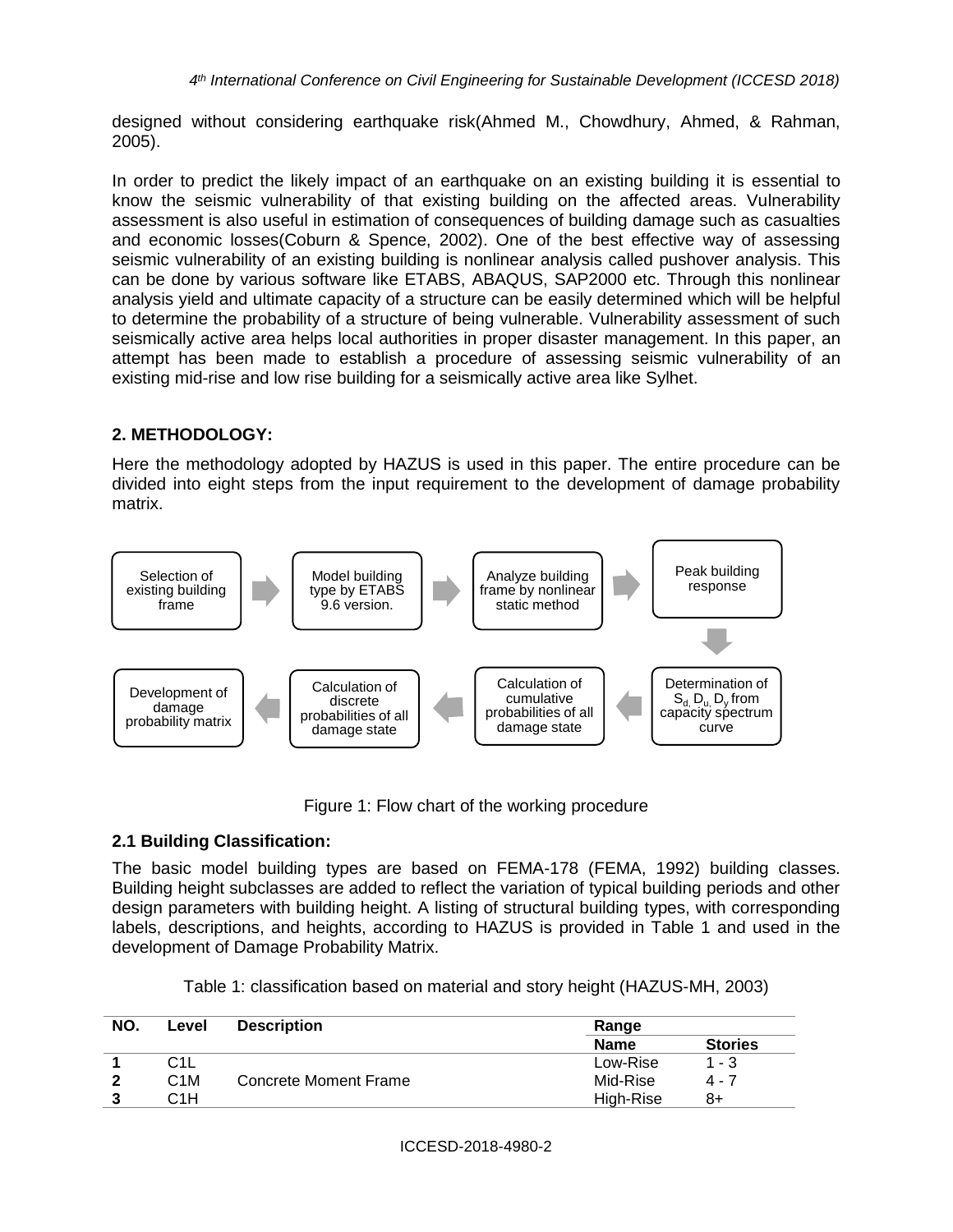designed without considering earthquake risk(Ahmed M., Chowdhury, Ahmed, & Rahman, 2005).

In order to predict the likely impact of an earthquake on an existing building it is essential to know the seismic vulnerability of that existing building on the affected areas. Vulnerability assessment is also useful in estimation of consequences of building damage such as casualties and economic losses(Coburn & Spence, 2002). One of the best effective way of assessing seismic vulnerability of an existing building is nonlinear analysis called pushover analysis. This can be done by various software like ETABS, ABAQUS, SAP2000 etc. Through this nonlinear analysis yield and ultimate capacity of a structure can be easily determined which will be helpful to determine the probability of a structure of being vulnerable. Vulnerability assessment of such seismically active area helps local authorities in proper disaster management. In this paper, an attempt has been made to establish a procedure of assessing seismic vulnerability of an existing mid-rise and low rise building for a seismically active area like Sylhet.

## 2. METHODOLOGY:

Here the methodology adopted by HAZUS is used in this paper. The entire procedure can be divided into eight steps from the input requirement to the development of damage probability matrix.

Selection of existing building frame → Model building type by ETABS 9.6 version. → Analyze building frame by nonlinear static method → Peak building response → Determination of $S_d$, $D_u$, $D_y$ from capacity spectrum curve → Calculation of cumulative probabilities of all damage state → Calculation of discrete probabilities of all damage state → Development of damage probability matrix

Figure 1: Flow chart of the working procedure

### 2.1 Building Classification:

The basic model building types are based on FEMA-178 (FEMA, 1992) building classes. Building height subclasses are added to reflect the variation of typical building periods and other design parameters with building height. A listing of structural building types, with corresponding labels, descriptions, and heights, according to HAZUS is provided in Table 1 and used in the development of Damage Probability Matrix.

Table 1: classification based on material and story height (HAZUS-MH, 2003)

| NO. | Level | Description | Range | |
|---|---|---|---|---|
| | | | **Name** | **Stories** |
| **1** | C1L | | Low-Rise | 1 - 3 |
| **2** | C1M | Concrete Moment Frame | Mid-Rise | 4 - 7 |
| **3** | C1H | | High-Rise | 8+ |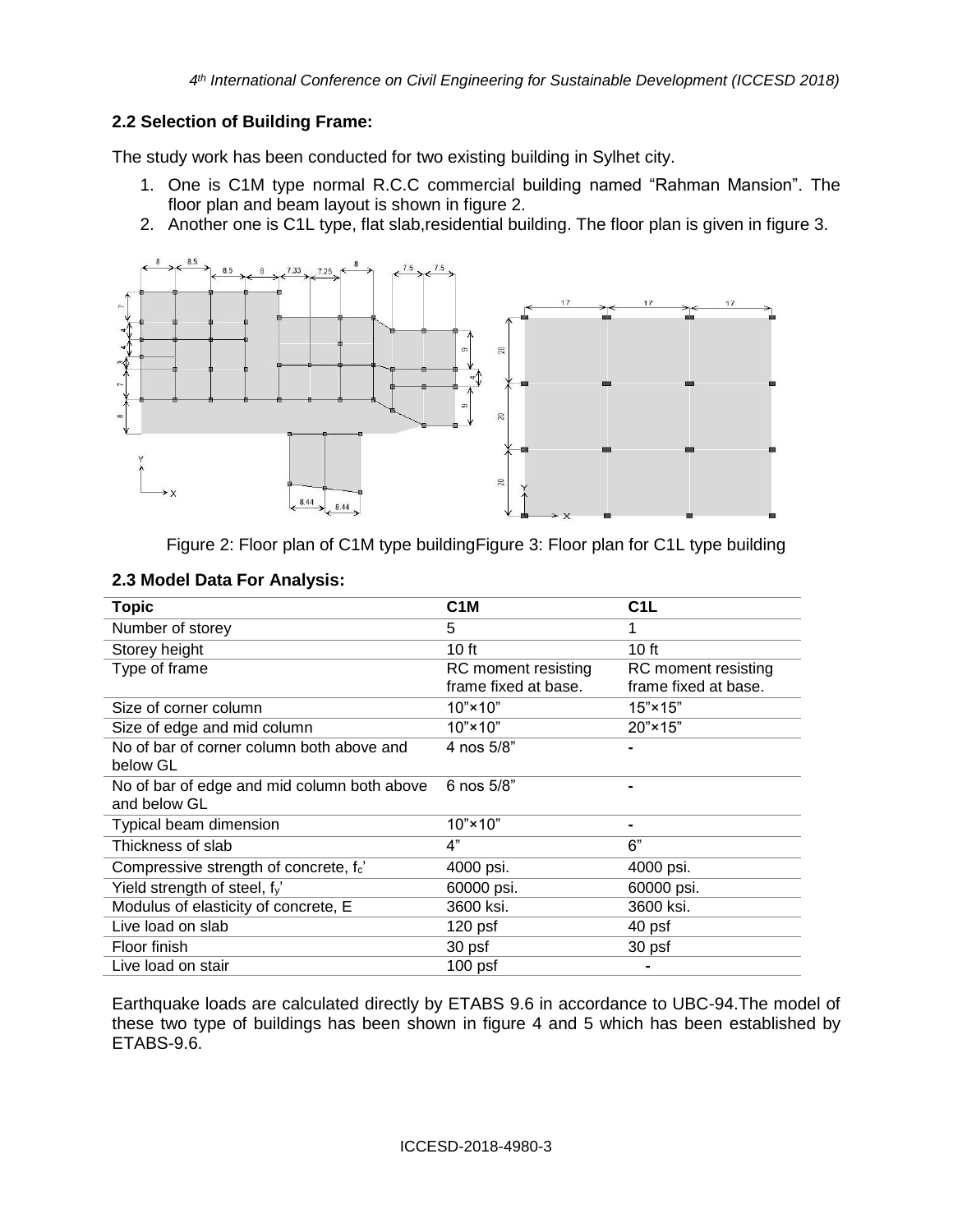### 2.2 Selection of Building Frame:

The study work has been conducted for two existing building in Sylhet city.

1. One is C1M type normal R.C.C commercial building named "Rahman Mansion". The floor plan and beam layout is shown in figure 2.
2. Another one is C1L type, flat slab,residential building. The floor plan is given in figure 3.

Figure 2: Floor plan of C1M type buildingFigure 3: Floor plan for C1L type building

### 2.3 Model Data For Analysis:

| Topic | C1M | C1L |
|---|---|---|
| Number of storey | 5 | 1 |
| Storey height | 10 ft | 10 ft |
| Type of frame | RC moment resisting frame fixed at base. | RC moment resisting frame fixed at base. |
| Size of corner column | 10"×10" | 15"×15" |
| Size of edge and mid column | 10"×10" | 20"×15" |
| No of bar of corner column both above and below GL | 4 nos 5/8" | - |
| No of bar of edge and mid column both above and below GL | 6 nos 5/8" | - |
| Typical beam dimension | 10"×10" | - |
| Thickness of slab | 4" | 6" |
| Compressive strength of concrete, $f_c$' | 4000 psi. | 4000 psi. |
| Yield strength of steel, $f_y$' | 60000 psi. | 60000 psi. |
| Modulus of elasticity of concrete, E | 3600 ksi. | 3600 ksi. |
| Live load on slab | 120 psf | 40 psf |
| Floor finish | 30 psf | 30 psf |
| Live load on stair | 100 psf | - |

Earthquake loads are calculated directly by ETABS 9.6 in accordance to UBC-94.The model of these two type of buildings has been shown in figure 4 and 5 which has been established by ETABS-9.6.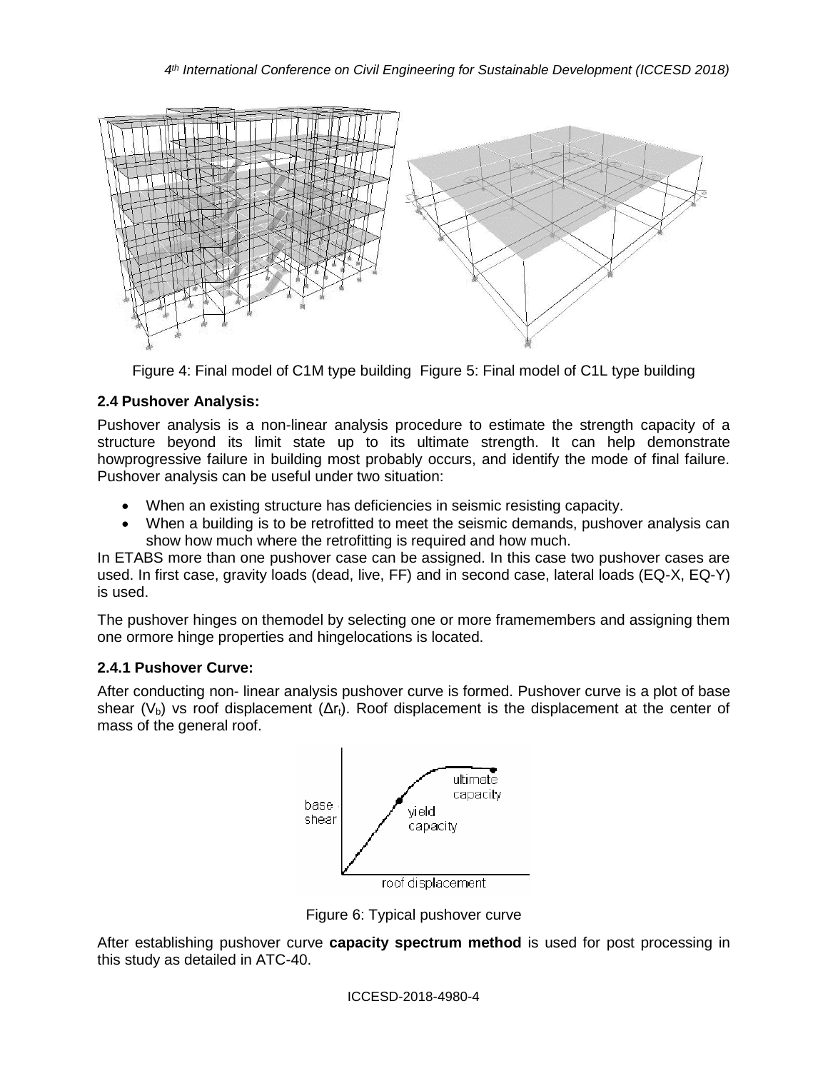Figure 4: Final model of C1M type building Figure 5: Final model of C1L type building

### 2.4 Pushover Analysis:

Pushover analysis is a non-linear analysis procedure to estimate the strength capacity of a structure beyond its limit state up to its ultimate strength. It can help demonstrate howprogressive failure in building most probably occurs, and identify the mode of final failure. Pushover analysis can be useful under two situation:

- When an existing structure has deficiencies in seismic resisting capacity.
- When a building is to be retrofitted to meet the seismic demands, pushover analysis can show how much where the retrofitting is required and how much.

In ETABS more than one pushover case can be assigned. In this case two pushover cases are used. In first case, gravity loads (dead, live, FF) and in second case, lateral loads (EQ-X, EQ-Y) is used.

The pushover hinges on themodel by selecting one or more framemembers and assigning them one ormore hinge properties and hingelocations is located.

#### 2.4.1 Pushover Curve:

After conducting non- linear analysis pushover curve is formed. Pushover curve is a plot of base shear ($V_b$) vs roof displacement ($\Delta r_t$). Roof displacement is the displacement at the center of mass of the general roof.

Figure 6: Typical pushover curve

After establishing pushover curve **capacity spectrum method** is used for post processing in this study as detailed in ATC-40.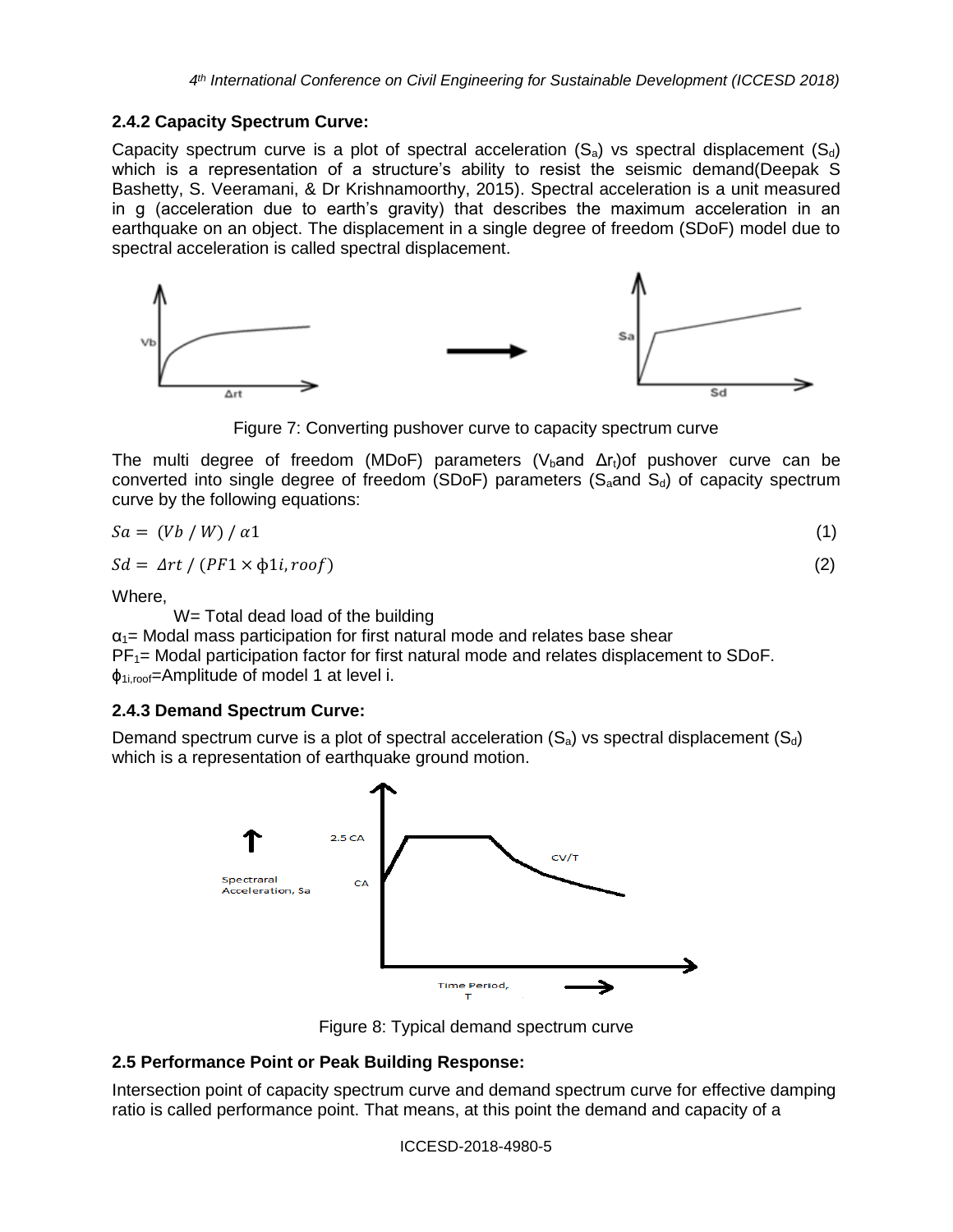### 2.4.2 Capacity Spectrum Curve:

Capacity spectrum curve is a plot of spectral acceleration ($S_a$) vs spectral displacement ($S_d$) which is a representation of a structure's ability to resist the seismic demand(Deepak S Bashetty, S. Veeramani, & Dr Krishnamoorthy, 2015). Spectral acceleration is a unit measured in g (acceleration due to earth's gravity) that describes the maximum acceleration in an earthquake on an object. The displacement in a single degree of freedom (SDoF) model due to spectral acceleration is called spectral displacement.

Figure 7: Converting pushover curve to capacity spectrum curve

The multi degree of freedom (MDoF) parameters ($V_b$and $\Delta r_t$)of pushover curve can be converted into single degree of freedom (SDoF) parameters ($S_a$and $S_d$) of capacity spectrum curve by the following equations:

$$Sa = (Vb / W) / \alpha 1 \tag{1}$$

$$Sd = \Delta rt / (PF1 \times \phi 1i, roof) \tag{2}$$

Where,

W= Total dead load of the building

$\alpha_1$= Modal mass participation for first natural mode and relates base shear

$PF_1$= Modal participation factor for first natural mode and relates displacement to SDoF.

$\phi_{1i,roof}$=Amplitude of model 1 at level i.

### 2.4.3 Demand Spectrum Curve:

Demand spectrum curve is a plot of spectral acceleration ($S_a$) vs spectral displacement ($S_d$) which is a representation of earthquake ground motion.

Figure 8: Typical demand spectrum curve

### 2.5 Performance Point or Peak Building Response:

Intersection point of capacity spectrum curve and demand spectrum curve for effective damping ratio is called performance point. That means, at this point the demand and capacity of a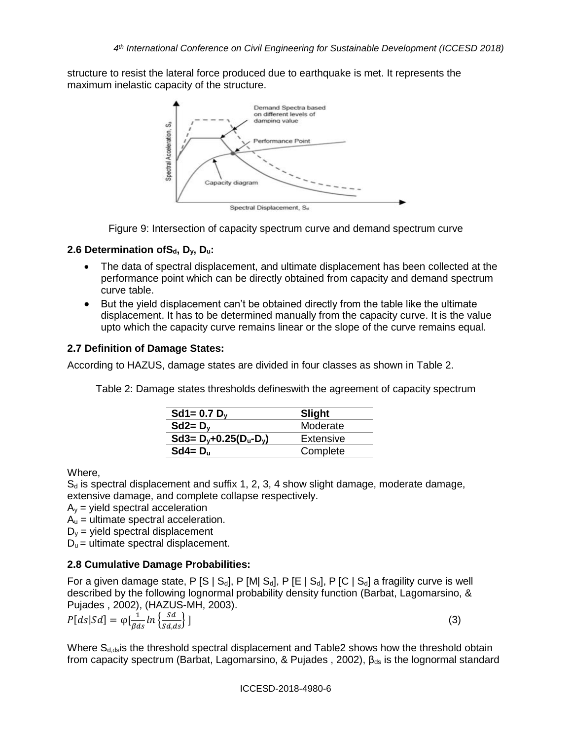structure to resist the lateral force produced due to earthquake is met. It represents the maximum inelastic capacity of the structure.

Figure 9: Intersection of capacity spectrum curve and demand spectrum curve

### 2.6 Determination of $S_d$, $D_y$, $D_u$:

- The data of spectral displacement, and ultimate displacement has been collected at the performance point which can be directly obtained from capacity and demand spectrum curve table.
- But the yield displacement can't be obtained directly from the table like the ultimate displacement. It has to be determined manually from the capacity curve. It is the value upto which the capacity curve remains linear or the slope of the curve remains equal.

### 2.7 Definition of Damage States:

According to HAZUS, damage states are divided in four classes as shown in Table 2.

Table 2: Damage states thresholds defineswith the agreement of capacity spectrum

| $Sd1 = 0.7\ D_y$ | Slight |
|---|---|
| $Sd2 = D_y$ | Moderate |
| $Sd3 = D_y + 0.25(D_u - D_y)$ | Extensive |
| $Sd4 = D_u$ | Complete |

Where,

$S_d$ is spectral displacement and suffix 1, 2, 3, 4 show slight damage, moderate damage, extensive damage, and complete collapse respectively.

$A_y$ = yield spectral acceleration

$A_u$ = ultimate spectral acceleration.

$D_y$ = yield spectral displacement

$D_u$ = ultimate spectral displacement.

### 2.8 Cumulative Damage Probabilities:

For a given damage state, $P[S \mid S_d]$, $P[M \mid S_d]$, $P[E \mid S_d]$, $P[C \mid S_d]$ a fragility curve is well described by the following lognormal probability density function (Barbat, Lagomarsino, & Pujades , 2002), (HAZUS-MH, 2003).

$$P[ds|Sd] = \varphi\left[\frac{1}{\beta ds} ln\left\{\frac{Sd}{Sd,ds}\right\}\right] \tag{3}$$

Where $S_{d,ds}$ is the threshold spectral displacement and Table2 shows how the threshold obtain from capacity spectrum (Barbat, Lagomarsino, & Pujades , 2002), $\beta_{ds}$ is the lognormal standard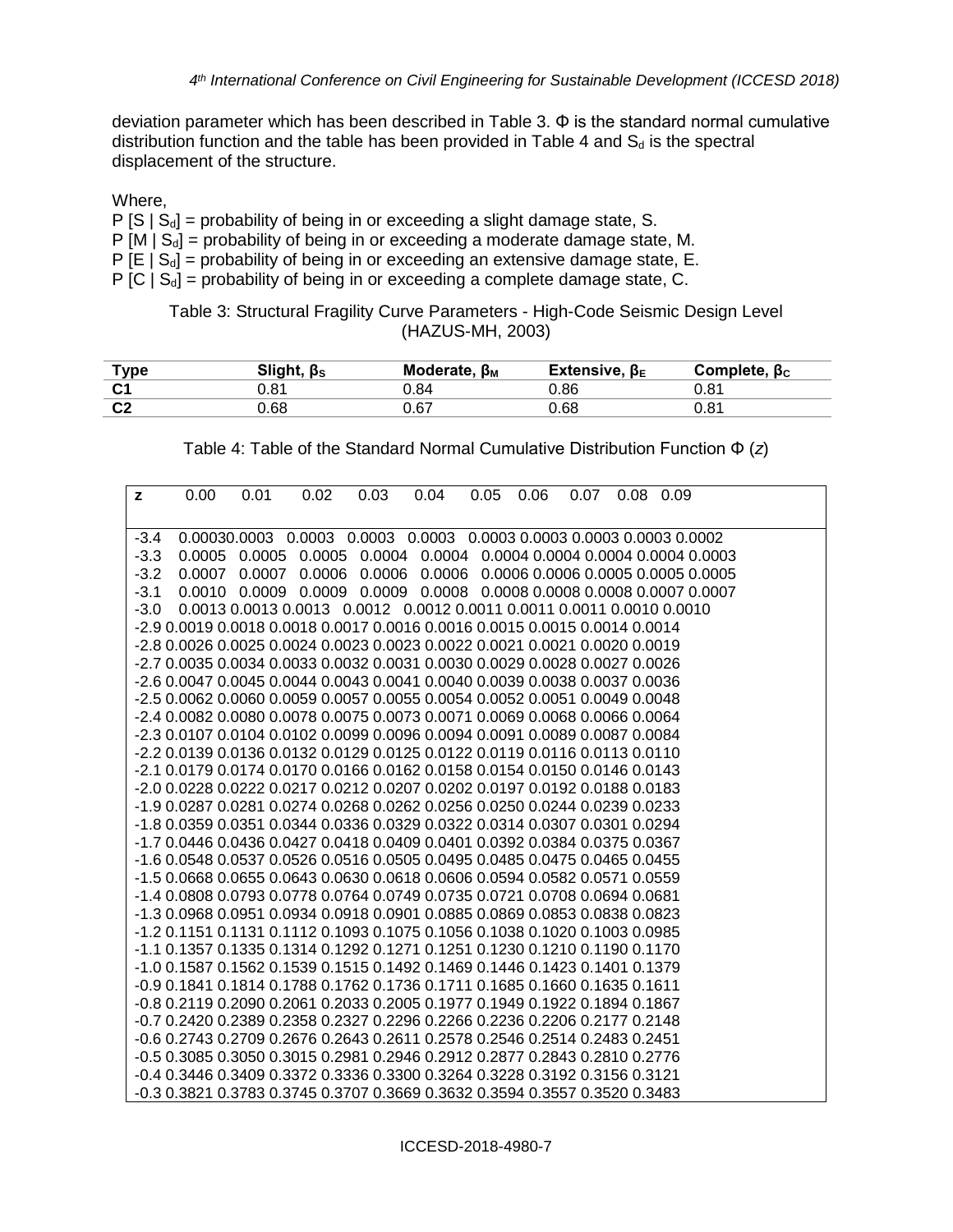deviation parameter which has been described in Table 3. Φ is the standard normal cumulative distribution function and the table has been provided in Table 4 and $S_d$ is the spectral displacement of the structure.

Where,

P [S | $S_d$] = probability of being in or exceeding a slight damage state, S.
P [M | $S_d$] = probability of being in or exceeding a moderate damage state, M.
P [E | $S_d$] = probability of being in or exceeding an extensive damage state, E.
P [C | $S_d$] = probability of being in or exceeding a complete damage state, C.

Table 3: Structural Fragility Curve Parameters - High-Code Seismic Design Level (HAZUS-MH, 2003)

| Type | Slight, $\beta_S$ | Moderate, $\beta_M$ | Extensive, $\beta_E$ | Complete, $\beta_C$ |
|---|---|---|---|---|
| C1 | 0.81 | 0.84 | 0.86 | 0.81 |
| C2 | 0.68 | 0.67 | 0.68 | 0.81 |

Table 4: Table of the Standard Normal Cumulative Distribution Function Φ (*z*)

| z | 0.00 | 0.01 | 0.02 | 0.03 | 0.04 | 0.05 | 0.06 | 0.07 | 0.08 | 0.09 |
|---|---|---|---|---|---|---|---|---|---|---|
| -3.4 | 0.0003 | 0.0003 | 0.0003 | 0.0003 | 0.0003 | 0.0003 | 0.0003 | 0.0003 | 0.0003 | 0.0002 |
| -3.3 | 0.0005 | 0.0005 | 0.0005 | 0.0004 | 0.0004 | 0.0004 | 0.0004 | 0.0004 | 0.0004 | 0.0003 |
| -3.2 | 0.0007 | 0.0007 | 0.0006 | 0.0006 | 0.0006 | 0.0006 | 0.0006 | 0.0005 | 0.0005 | 0.0005 |
| -3.1 | 0.0010 | 0.0009 | 0.0009 | 0.0009 | 0.0008 | 0.0008 | 0.0008 | 0.0008 | 0.0007 | 0.0007 |
| -3.0 | 0.0013 | 0.0013 | 0.0013 | 0.0012 | 0.0012 | 0.0011 | 0.0011 | 0.0011 | 0.0010 | 0.0010 |
| -2.9 | 0.0019 | 0.0018 | 0.0018 | 0.0017 | 0.0016 | 0.0016 | 0.0015 | 0.0015 | 0.0014 | 0.0014 |
| -2.8 | 0.0026 | 0.0025 | 0.0024 | 0.0023 | 0.0023 | 0.0022 | 0.0021 | 0.0021 | 0.0020 | 0.0019 |
| -2.7 | 0.0035 | 0.0034 | 0.0033 | 0.0032 | 0.0031 | 0.0030 | 0.0029 | 0.0028 | 0.0027 | 0.0026 |
| -2.6 | 0.0047 | 0.0045 | 0.0044 | 0.0043 | 0.0041 | 0.0040 | 0.0039 | 0.0038 | 0.0037 | 0.0036 |
| -2.5 | 0.0062 | 0.0060 | 0.0059 | 0.0057 | 0.0055 | 0.0054 | 0.0052 | 0.0051 | 0.0049 | 0.0048 |
| -2.4 | 0.0082 | 0.0080 | 0.0078 | 0.0075 | 0.0073 | 0.0071 | 0.0069 | 0.0068 | 0.0066 | 0.0064 |
| -2.3 | 0.0107 | 0.0104 | 0.0102 | 0.0099 | 0.0096 | 0.0094 | 0.0091 | 0.0089 | 0.0087 | 0.0084 |
| -2.2 | 0.0139 | 0.0136 | 0.0132 | 0.0129 | 0.0125 | 0.0122 | 0.0119 | 0.0116 | 0.0113 | 0.0110 |
| -2.1 | 0.0179 | 0.0174 | 0.0170 | 0.0166 | 0.0162 | 0.0158 | 0.0154 | 0.0150 | 0.0146 | 0.0143 |
| -2.0 | 0.0228 | 0.0222 | 0.0217 | 0.0212 | 0.0207 | 0.0202 | 0.0197 | 0.0192 | 0.0188 | 0.0183 |
| -1.9 | 0.0287 | 0.0281 | 0.0274 | 0.0268 | 0.0262 | 0.0256 | 0.0250 | 0.0244 | 0.0239 | 0.0233 |
| -1.8 | 0.0359 | 0.0351 | 0.0344 | 0.0336 | 0.0329 | 0.0322 | 0.0314 | 0.0307 | 0.0301 | 0.0294 |
| -1.7 | 0.0446 | 0.0436 | 0.0427 | 0.0418 | 0.0409 | 0.0401 | 0.0392 | 0.0384 | 0.0375 | 0.0367 |
| -1.6 | 0.0548 | 0.0537 | 0.0526 | 0.0516 | 0.0505 | 0.0495 | 0.0485 | 0.0475 | 0.0465 | 0.0455 |
| -1.5 | 0.0668 | 0.0655 | 0.0643 | 0.0630 | 0.0618 | 0.0606 | 0.0594 | 0.0582 | 0.0571 | 0.0559 |
| -1.4 | 0.0808 | 0.0793 | 0.0778 | 0.0764 | 0.0749 | 0.0735 | 0.0721 | 0.0708 | 0.0694 | 0.0681 |
| -1.3 | 0.0968 | 0.0951 | 0.0934 | 0.0918 | 0.0901 | 0.0885 | 0.0869 | 0.0853 | 0.0838 | 0.0823 |
| -1.2 | 0.1151 | 0.1131 | 0.1112 | 0.1093 | 0.1075 | 0.1056 | 0.1038 | 0.1020 | 0.1003 | 0.0985 |
| -1.1 | 0.1357 | 0.1335 | 0.1314 | 0.1292 | 0.1271 | 0.1251 | 0.1230 | 0.1210 | 0.1190 | 0.1170 |
| -1.0 | 0.1587 | 0.1562 | 0.1539 | 0.1515 | 0.1492 | 0.1469 | 0.1446 | 0.1423 | 0.1401 | 0.1379 |
| -0.9 | 0.1841 | 0.1814 | 0.1788 | 0.1762 | 0.1736 | 0.1711 | 0.1685 | 0.1660 | 0.1635 | 0.1611 |
| -0.8 | 0.2119 | 0.2090 | 0.2061 | 0.2033 | 0.2005 | 0.1977 | 0.1949 | 0.1922 | 0.1894 | 0.1867 |
| -0.7 | 0.2420 | 0.2389 | 0.2358 | 0.2327 | 0.2296 | 0.2266 | 0.2236 | 0.2206 | 0.2177 | 0.2148 |
| -0.6 | 0.2743 | 0.2709 | 0.2676 | 0.2643 | 0.2611 | 0.2578 | 0.2546 | 0.2514 | 0.2483 | 0.2451 |
| -0.5 | 0.3085 | 0.3050 | 0.3015 | 0.2981 | 0.2946 | 0.2912 | 0.2877 | 0.2843 | 0.2810 | 0.2776 |
| -0.4 | 0.3446 | 0.3409 | 0.3372 | 0.3336 | 0.3300 | 0.3264 | 0.3228 | 0.3192 | 0.3156 | 0.3121 |
| -0.3 | 0.3821 | 0.3783 | 0.3745 | 0.3707 | 0.3669 | 0.3632 | 0.3594 | 0.3557 | 0.3520 | 0.3483 |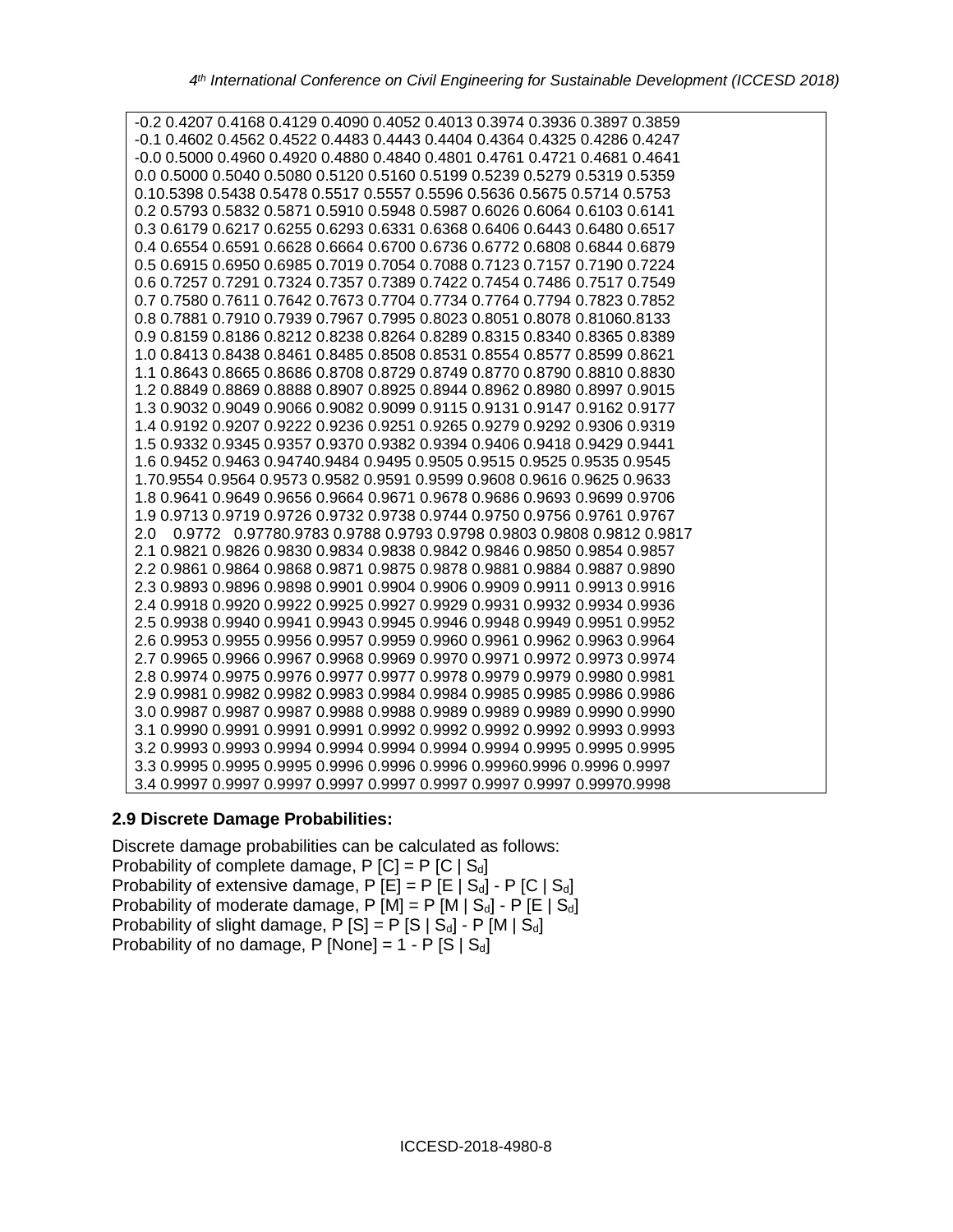| | | | | | | | | | | |
|---|---|---|---|---|---|---|---|---|---|---|
| -0.2 | 0.4207 | 0.4168 | 0.4129 | 0.4090 | 0.4052 | 0.4013 | 0.3974 | 0.3936 | 0.3897 | 0.3859 |
| -0.1 | 0.4602 | 0.4562 | 0.4522 | 0.4483 | 0.4443 | 0.4404 | 0.4364 | 0.4325 | 0.4286 | 0.4247 |
| -0.0 | 0.5000 | 0.4960 | 0.4920 | 0.4880 | 0.4840 | 0.4801 | 0.4761 | 0.4721 | 0.4681 | 0.4641 |
| 0.0 | 0.5000 | 0.5040 | 0.5080 | 0.5120 | 0.5160 | 0.5199 | 0.5239 | 0.5279 | 0.5319 | 0.5359 |
| 0.1 | 0.5398 | 0.5438 | 0.5478 | 0.5517 | 0.5557 | 0.5596 | 0.5636 | 0.5675 | 0.5714 | 0.5753 |
| 0.2 | 0.5793 | 0.5832 | 0.5871 | 0.5910 | 0.5948 | 0.5987 | 0.6026 | 0.6064 | 0.6103 | 0.6141 |
| 0.3 | 0.6179 | 0.6217 | 0.6255 | 0.6293 | 0.6331 | 0.6368 | 0.6406 | 0.6443 | 0.6480 | 0.6517 |
| 0.4 | 0.6554 | 0.6591 | 0.6628 | 0.6664 | 0.6700 | 0.6736 | 0.6772 | 0.6808 | 0.6844 | 0.6879 |
| 0.5 | 0.6915 | 0.6950 | 0.6985 | 0.7019 | 0.7054 | 0.7088 | 0.7123 | 0.7157 | 0.7190 | 0.7224 |
| 0.6 | 0.7257 | 0.7291 | 0.7324 | 0.7357 | 0.7389 | 0.7422 | 0.7454 | 0.7486 | 0.7517 | 0.7549 |
| 0.7 | 0.7580 | 0.7611 | 0.7642 | 0.7673 | 0.7704 | 0.7734 | 0.7764 | 0.7794 | 0.7823 | 0.7852 |
| 0.8 | 0.7881 | 0.7910 | 0.7939 | 0.7967 | 0.7995 | 0.8023 | 0.8051 | 0.8078 | 0.8106 | 0.8133 |
| 0.9 | 0.8159 | 0.8186 | 0.8212 | 0.8238 | 0.8264 | 0.8289 | 0.8315 | 0.8340 | 0.8365 | 0.8389 |
| 1.0 | 0.8413 | 0.8438 | 0.8461 | 0.8485 | 0.8508 | 0.8531 | 0.8554 | 0.8577 | 0.8599 | 0.8621 |
| 1.1 | 0.8643 | 0.8665 | 0.8686 | 0.8708 | 0.8729 | 0.8749 | 0.8770 | 0.8790 | 0.8810 | 0.8830 |
| 1.2 | 0.8849 | 0.8869 | 0.8888 | 0.8907 | 0.8925 | 0.8944 | 0.8962 | 0.8980 | 0.8997 | 0.9015 |
| 1.3 | 0.9032 | 0.9049 | 0.9066 | 0.9082 | 0.9099 | 0.9115 | 0.9131 | 0.9147 | 0.9162 | 0.9177 |
| 1.4 | 0.9192 | 0.9207 | 0.9222 | 0.9236 | 0.9251 | 0.9265 | 0.9279 | 0.9292 | 0.9306 | 0.9319 |
| 1.5 | 0.9332 | 0.9345 | 0.9357 | 0.9370 | 0.9382 | 0.9394 | 0.9406 | 0.9418 | 0.9429 | 0.9441 |
| 1.6 | 0.9452 | 0.9463 | 0.9474 | 0.9484 | 0.9495 | 0.9505 | 0.9515 | 0.9525 | 0.9535 | 0.9545 |
| 1.7 | 0.9554 | 0.9564 | 0.9573 | 0.9582 | 0.9591 | 0.9599 | 0.9608 | 0.9616 | 0.9625 | 0.9633 |
| 1.8 | 0.9641 | 0.9649 | 0.9656 | 0.9664 | 0.9671 | 0.9678 | 0.9686 | 0.9693 | 0.9699 | 0.9706 |
| 1.9 | 0.9713 | 0.9719 | 0.9726 | 0.9732 | 0.9738 | 0.9744 | 0.9750 | 0.9756 | 0.9761 | 0.9767 |
| 2.0 | 0.9772 | 0.9778 | 0.9783 | 0.9788 | 0.9793 | 0.9798 | 0.9803 | 0.9808 | 0.9812 | 0.9817 |
| 2.1 | 0.9821 | 0.9826 | 0.9830 | 0.9834 | 0.9838 | 0.9842 | 0.9846 | 0.9850 | 0.9854 | 0.9857 |
| 2.2 | 0.9861 | 0.9864 | 0.9868 | 0.9871 | 0.9875 | 0.9878 | 0.9881 | 0.9884 | 0.9887 | 0.9890 |
| 2.3 | 0.9893 | 0.9896 | 0.9898 | 0.9901 | 0.9904 | 0.9906 | 0.9909 | 0.9911 | 0.9913 | 0.9916 |
| 2.4 | 0.9918 | 0.9920 | 0.9922 | 0.9925 | 0.9927 | 0.9929 | 0.9931 | 0.9932 | 0.9934 | 0.9936 |
| 2.5 | 0.9938 | 0.9940 | 0.9941 | 0.9943 | 0.9945 | 0.9946 | 0.9948 | 0.9949 | 0.9951 | 0.9952 |
| 2.6 | 0.9953 | 0.9955 | 0.9956 | 0.9957 | 0.9959 | 0.9960 | 0.9961 | 0.9962 | 0.9963 | 0.9964 |
| 2.7 | 0.9965 | 0.9966 | 0.9967 | 0.9968 | 0.9969 | 0.9970 | 0.9971 | 0.9972 | 0.9973 | 0.9974 |
| 2.8 | 0.9974 | 0.9975 | 0.9976 | 0.9977 | 0.9977 | 0.9978 | 0.9979 | 0.9979 | 0.9980 | 0.9981 |
| 2.9 | 0.9981 | 0.9982 | 0.9982 | 0.9983 | 0.9984 | 0.9984 | 0.9985 | 0.9985 | 0.9986 | 0.9986 |
| 3.0 | 0.9987 | 0.9987 | 0.9987 | 0.9988 | 0.9988 | 0.9989 | 0.9989 | 0.9989 | 0.9990 | 0.9990 |
| 3.1 | 0.9990 | 0.9991 | 0.9991 | 0.9991 | 0.9992 | 0.9992 | 0.9992 | 0.9992 | 0.9993 | 0.9993 |
| 3.2 | 0.9993 | 0.9993 | 0.9994 | 0.9994 | 0.9994 | 0.9994 | 0.9994 | 0.9995 | 0.9995 | 0.9995 |
| 3.3 | 0.9995 | 0.9995 | 0.9995 | 0.9996 | 0.9996 | 0.9996 | 0.9996 | 0.9996 | 0.9996 | 0.9997 |
| 3.4 | 0.9997 | 0.9997 | 0.9997 | 0.9997 | 0.9997 | 0.9997 | 0.9997 | 0.9997 | 0.9997 | 0.9998 |

**2.9 Discrete Damage Probabilities:**

Discrete damage probabilities can be calculated as follows:
Probability of complete damage, $P[C] = P[C \mid S_d]$
Probability of extensive damage, $P[E] = P[E \mid S_d] - P[C \mid S_d]$
Probability of moderate damage, $P[M] = P[M \mid S_d] - P[E \mid S_d]$
Probability of slight damage, $P[S] = P[S \mid S_d] - P[M \mid S_d]$
Probability of no damage, $P[None] = 1 - P[S \mid S_d]$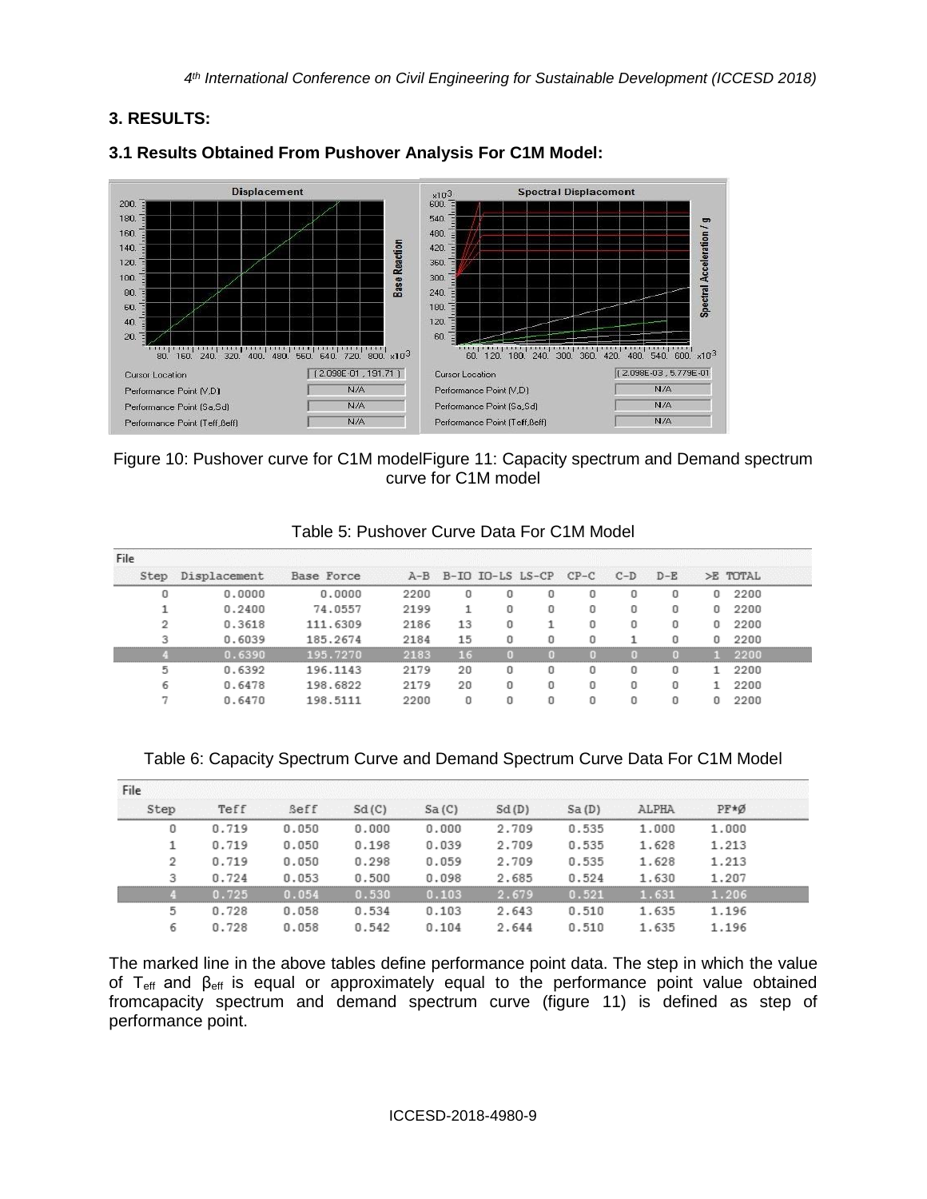### 3. RESULTS:

### 3.1 Results Obtained From Pushover Analysis For C1M Model:

Figure 10: Pushover curve for C1M modelFigure 11: Capacity spectrum and Demand spectrum curve for C1M model

Table 5: Pushover Curve Data For C1M Model

| Step | Displacement | Base Force | A-B | B-IO | IO-LS | LS-CP | CP-C | C-D | D-E | >E | TOTAL |
|---|---|---|---|---|---|---|---|---|---|---|---|
| 0 | 0.0000 | 0.0000 | 2200 | 0 | 0 | 0 | 0 | 0 | 0 | 0 | 2200 |
| 1 | 0.2400 | 74.0557 | 2199 | 1 | 0 | 0 | 0 | 0 | 0 | 0 | 2200 |
| 2 | 0.3618 | 111.6309 | 2186 | 13 | 0 | 1 | 0 | 0 | 0 | 0 | 2200 |
| 3 | 0.6039 | 185.2674 | 2184 | 15 | 0 | 0 | 0 | 1 | 0 | 0 | 2200 |
| 4 | 0.6390 | 195.7270 | 2183 | 16 | 0 | 0 | 0 | 0 | 0 | 1 | 2200 |
| 5 | 0.6392 | 196.1143 | 2179 | 20 | 0 | 0 | 0 | 0 | 0 | 1 | 2200 |
| 6 | 0.6478 | 198.6822 | 2179 | 20 | 0 | 0 | 0 | 0 | 0 | 1 | 2200 |
| 7 | 0.6470 | 198.5111 | 2200 | 0 | 0 | 0 | 0 | 0 | 0 | 0 | 2200 |

Table 6: Capacity Spectrum Curve and Demand Spectrum Curve Data For C1M Model

| Step | Teff | ßeff | Sd(C) | Sa(C) | Sd(D) | Sa(D) | ALPHA | PF*Ø |
|---|---|---|---|---|---|---|---|---|
| 0 | 0.719 | 0.050 | 0.000 | 0.000 | 2.709 | 0.535 | 1.000 | 1.000 |
| 1 | 0.719 | 0.050 | 0.198 | 0.039 | 2.709 | 0.535 | 1.628 | 1.213 |
| 2 | 0.719 | 0.050 | 0.298 | 0.059 | 2.709 | 0.535 | 1.628 | 1.213 |
| 3 | 0.724 | 0.053 | 0.500 | 0.098 | 2.685 | 0.524 | 1.630 | 1.207 |
| 4 | 0.725 | 0.054 | 0.530 | 0.103 | 2.679 | 0.521 | 1.631 | 1.206 |
| 5 | 0.728 | 0.058 | 0.534 | 0.103 | 2.643 | 0.510 | 1.635 | 1.196 |
| 6 | 0.728 | 0.058 | 0.542 | 0.104 | 2.644 | 0.510 | 1.635 | 1.196 |

The marked line in the above tables define performance point data. The step in which the value of $T_{eff}$ and $\beta_{eff}$ is equal or approximately equal to the performance point value obtained fromcapacity spectrum and demand spectrum curve (figure 11) is defined as step of performance point.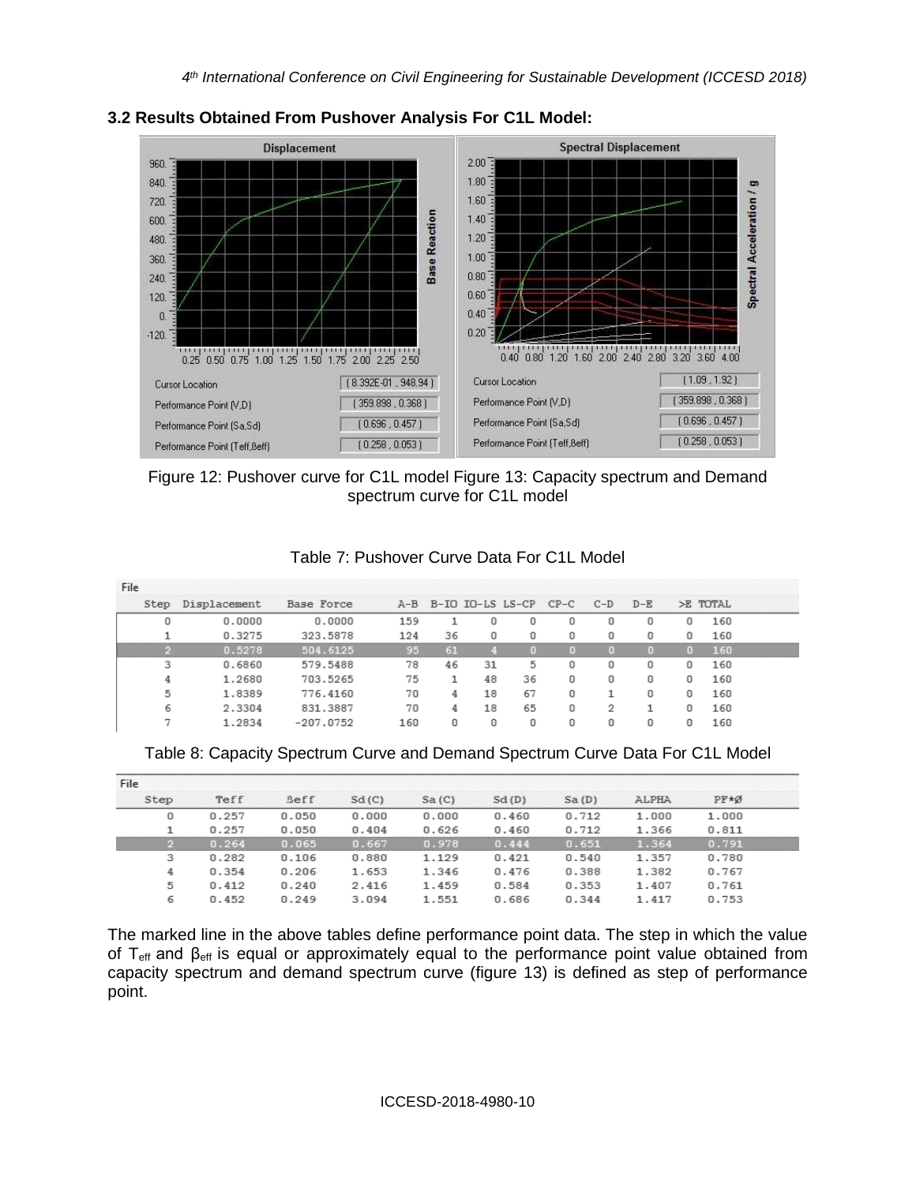### 3.2 Results Obtained From Pushover Analysis For C1L Model:

Figure 12: Pushover curve for C1L model Figure 13: Capacity spectrum and Demand spectrum curve for C1L model

Table 7: Pushover Curve Data For C1L Model

| Step | Displacement | Base Force | A-B | B-IO | IO-LS | LS-CP | CP-C | C-D | D-E | >E | TOTAL |
|---|---|---|---|---|---|---|---|---|---|---|---|
| 0 | 0.0000 | 0.0000 | 159 | 1 | 0 | 0 | 0 | 0 | 0 | 0 | 160 |
| 1 | 0.3275 | 323.5878 | 124 | 36 | 0 | 0 | 0 | 0 | 0 | 0 | 160 |
| 2 | 0.5278 | 504.6125 | 95 | 61 | 4 | 0 | 0 | 0 | 0 | 0 | 160 |
| 3 | 0.6860 | 579.5488 | 78 | 46 | 31 | 5 | 0 | 0 | 0 | 0 | 160 |
| 4 | 1.2680 | 703.5265 | 75 | 1 | 48 | 36 | 0 | 0 | 0 | 0 | 160 |
| 5 | 1.8389 | 776.4160 | 70 | 4 | 18 | 67 | 0 | 1 | 0 | 0 | 160 |
| 6 | 2.3304 | 831.3887 | 70 | 4 | 18 | 65 | 0 | 2 | 1 | 0 | 160 |
| 7 | 1.2834 | -207.0752 | 160 | 0 | 0 | 0 | 0 | 0 | 0 | 0 | 160 |

Table 8: Capacity Spectrum Curve and Demand Spectrum Curve Data For C1L Model

| Step | Teff | ßeff | Sd(C) | Sa(C) | Sd(D) | Sa(D) | ALPHA | PF*Ø |
|---|---|---|---|---|---|---|---|---|
| 0 | 0.257 | 0.050 | 0.000 | 0.000 | 0.460 | 0.712 | 1.000 | 1.000 |
| 1 | 0.257 | 0.050 | 0.404 | 0.626 | 0.460 | 0.712 | 1.366 | 0.811 |
| 2 | 0.264 | 0.065 | 0.667 | 0.978 | 0.444 | 0.651 | 1.364 | 0.791 |
| 3 | 0.282 | 0.106 | 0.880 | 1.129 | 0.421 | 0.540 | 1.357 | 0.780 |
| 4 | 0.354 | 0.206 | 1.653 | 1.346 | 0.476 | 0.388 | 1.382 | 0.767 |
| 5 | 0.412 | 0.240 | 2.416 | 1.459 | 0.584 | 0.353 | 1.407 | 0.761 |
| 6 | 0.452 | 0.249 | 3.094 | 1.551 | 0.686 | 0.344 | 1.417 | 0.753 |

The marked line in the above tables define performance point data. The step in which the value of $T_{eff}$ and $\beta_{eff}$ is equal or approximately equal to the performance point value obtained from capacity spectrum and demand spectrum curve (figure 13) is defined as step of performance point.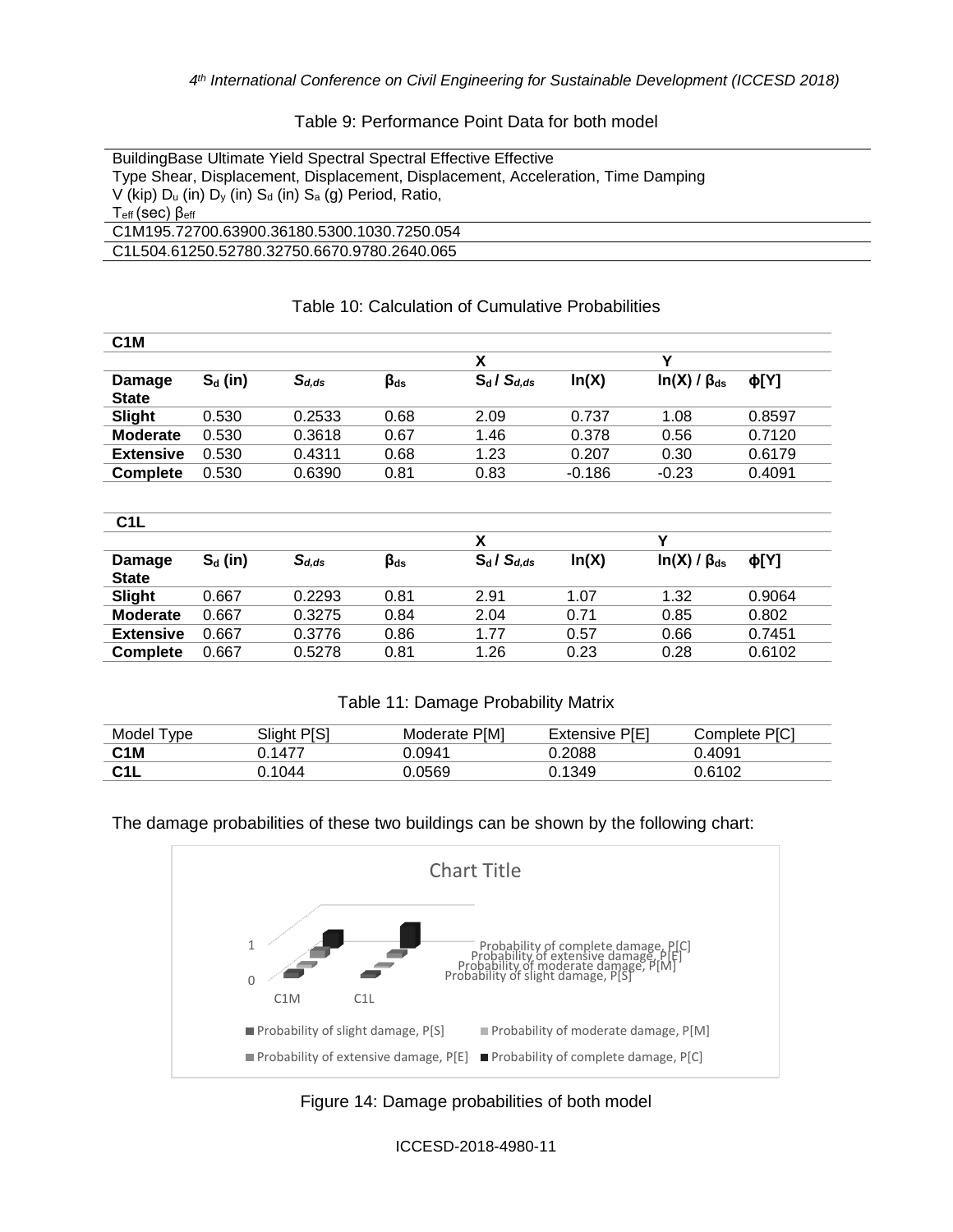Table 9: Performance Point Data for both model

| Building Type | Base Shear, V (kip) | Ultimate Displacement, $D_u$ (in) | Yield Displacement, $D_y$ (in) | Spectral Displacement, $S_d$ (in) | Spectral Acceleration, $S_a$ (g) | Effective Time Period, $T_{eff}$ (sec) | Effective Damping Ratio, $\beta_{eff}$ |
| --- | --- | --- | --- | --- | --- | --- | --- |
| C1M | 195.7270 | 0.6390 | 0.3618 | 0.530 | 0.103 | 0.725 | 0.054 |
| C1L | 504.6125 | 0.5278 | 0.3275 | 0.667 | 0.978 | 0.264 | 0.065 |

Table 10: Calculation of Cumulative Probabilities

**C1M**

| | | | | X | | Y | |
| --- | --- | --- | --- | --- | --- | --- | --- |
| **Damage State** | $S_d$ (in) | $S_{d,ds}$ | $\beta_{ds}$ | $S_d$ / $S_{d,ds}$ | ln(X) | ln(X) / $\beta_{ds}$ | ϕ[Y] |
| **Slight** | 0.530 | 0.2533 | 0.68 | 2.09 | 0.737 | 1.08 | 0.8597 |
| **Moderate** | 0.530 | 0.3618 | 0.67 | 1.46 | 0.378 | 0.56 | 0.7120 |
| **Extensive** | 0.530 | 0.4311 | 0.68 | 1.23 | 0.207 | 0.30 | 0.6179 |
| **Complete** | 0.530 | 0.6390 | 0.81 | 0.83 | -0.186 | -0.23 | 0.4091 |

**C1L**

| | | | | X | | Y | |
| --- | --- | --- | --- | --- | --- | --- | --- |
| **Damage State** | $S_d$ (in) | $S_{d,ds}$ | $\beta_{ds}$ | $S_d$ / $S_{d,ds}$ | ln(X) | ln(X) / $\beta_{ds}$ | ϕ[Y] |
| **Slight** | 0.667 | 0.2293 | 0.81 | 2.91 | 1.07 | 1.32 | 0.9064 |
| **Moderate** | 0.667 | 0.3275 | 0.84 | 2.04 | 0.71 | 0.85 | 0.802 |
| **Extensive** | 0.667 | 0.3776 | 0.86 | 1.77 | 0.57 | 0.66 | 0.7451 |
| **Complete** | 0.667 | 0.5278 | 0.81 | 1.26 | 0.23 | 0.28 | 0.6102 |

Table 11: Damage Probability Matrix

| Model Type | Slight P[S] | Moderate P[M] | Extensive P[E] | Complete P[C] |
| --- | --- | --- | --- | --- |
| **C1M** | 0.1477 | 0.0941 | 0.2088 | 0.4091 |
| **C1L** | 0.1044 | 0.0569 | 0.1349 | 0.6102 |

The damage probabilities of these two buildings can be shown by the following chart:

Figure 14: Damage probabilities of both model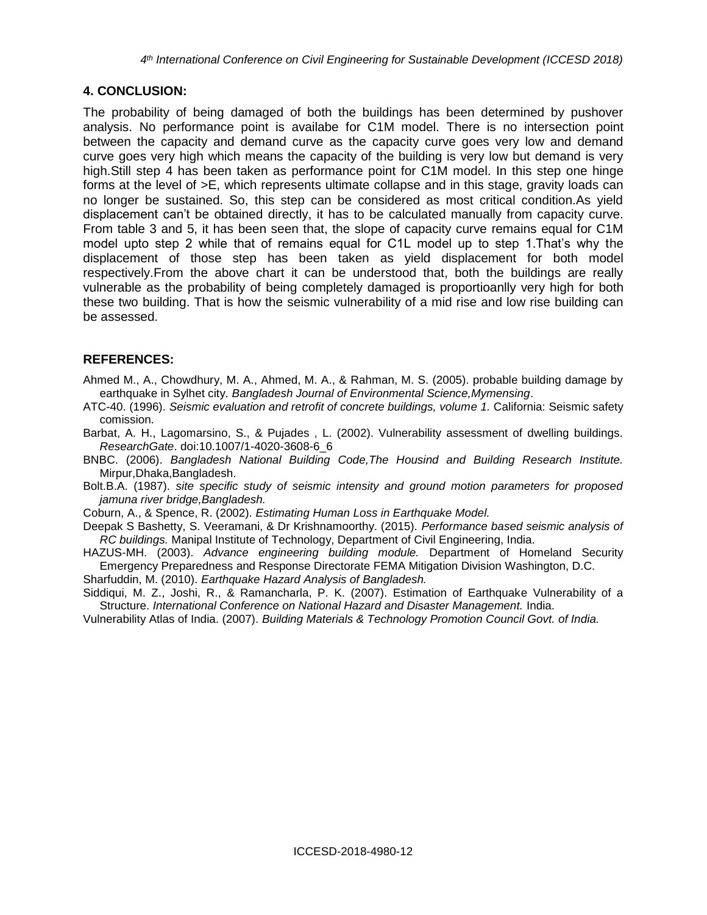## 4. CONCLUSION:

The probability of being damaged of both the buildings has been determined by pushover analysis. No performance point is availabe for C1M model. There is no intersection point between the capacity and demand curve as the capacity curve goes very low and demand curve goes very high which means the capacity of the building is very low but demand is very high.Still step 4 has been taken as performance point for C1M model. In this step one hinge forms at the level of >E, which represents ultimate collapse and in this stage, gravity loads can no longer be sustained. So, this step can be considered as most critical condition.As yield displacement can't be obtained directly, it has to be calculated manually from capacity curve. From table 3 and 5, it has been seen that, the slope of capacity curve remains equal for C1M model upto step 2 while that of remains equal for C1L model up to step 1.That's why the displacement of those step has been taken as yield displacement for both model respectively.From the above chart it can be understood that, both the buildings are really vulnerable as the probability of being completely damaged is proportioanlly very high for both these two building. That is how the seismic vulnerability of a mid rise and low rise building can be assessed.

## REFERENCES:

Ahmed M., A., Chowdhury, M. A., Ahmed, M. A., & Rahman, M. S. (2005). probable building damage by earthquake in Sylhet city. *Bangladesh Journal of Environmental Science,Mymensing*.

ATC-40. (1996). *Seismic evaluation and retrofit of concrete buildings, volume 1.* California: Seismic safety comission.

Barbat, A. H., Lagomarsino, S., & Pujades , L. (2002). Vulnerability assessment of dwelling buildings. *ResearchGate*. doi:10.1007/1-4020-3608-6_6

BNBC. (2006). *Bangladesh National Building Code,The Housind and Building Research Institute.* Mirpur,Dhaka,Bangladesh.

Bolt.B.A. (1987). *site specific study of seismic intensity and ground motion parameters for proposed jamuna river bridge,Bangladesh.*

Coburn, A., & Spence, R. (2002). *Estimating Human Loss in Earthquake Model.*

Deepak S Bashetty, S. Veeramani, & Dr Krishnamoorthy. (2015). *Performance based seismic analysis of RC buildings.* Manipal Institute of Technology, Department of Civil Engineering, India.

HAZUS-MH. (2003). *Advance engineering building module.* Department of Homeland Security Emergency Preparedness and Response Directorate FEMA Mitigation Division Washington, D.C.

Sharfuddin, M. (2010). *Earthquake Hazard Analysis of Bangladesh.*

Siddiqui, M. Z., Joshi, R., & Ramancharla, P. K. (2007). Estimation of Earthquake Vulnerability of a Structure. *International Conference on National Hazard and Disaster Management.* India.

Vulnerability Atlas of India. (2007). *Building Materials & Technology Promotion Council Govt. of India.*